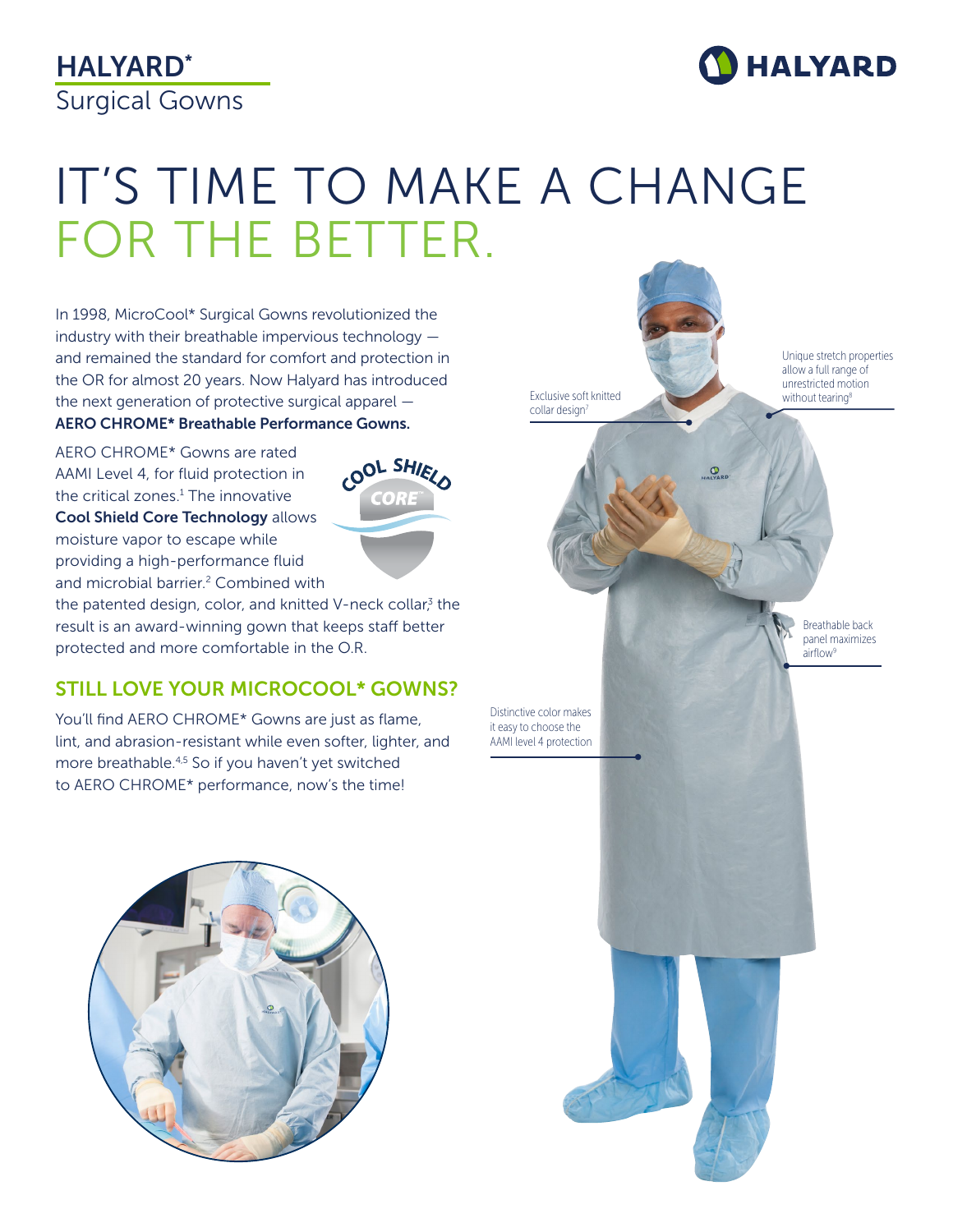# HALYARD*
Surgical Gowns

# IT'S TIME TO MAKE A CHANGE FOR THE BETTER.

In 1998, MicroCool* Surgical Gowns revolutionized the industry with their breathable impervious technology — and remained the standard for comfort and protection in the OR for almost 20 years. Now Halyard has introduced the next generation of protective surgical apparel — **AERO CHROME* Breathable Performance Gowns.**

AERO CHROME* Gowns are rated AAMI Level 4, for fluid protection in the critical zones.[1] The innovative **Cool Shield Core Technology** allows moisture vapor to escape while providing a high-performance fluid and microbial barrier.[2] Combined with the patented design, color, and knitted V-neck collar,[3] the result is an award-winning gown that keeps staff better protected and more comfortable in the O.R.

COOL SHIELD CORE

## STILL LOVE YOUR MICROCOOL* GOWNS?

You'll find AERO CHROME* Gowns are just as flame, lint, and abrasion-resistant while even softer, lighter, and more breathable.[4,5] So if you haven't yet switched to AERO CHROME* performance, now's the time!

Exclusive soft knitted collar design[7]

Unique stretch properties allow a full range of unrestricted motion without tearing[8]

Breathable back panel maximizes airflow[9]

Distinctive color makes it easy to choose the AAMI level 4 protection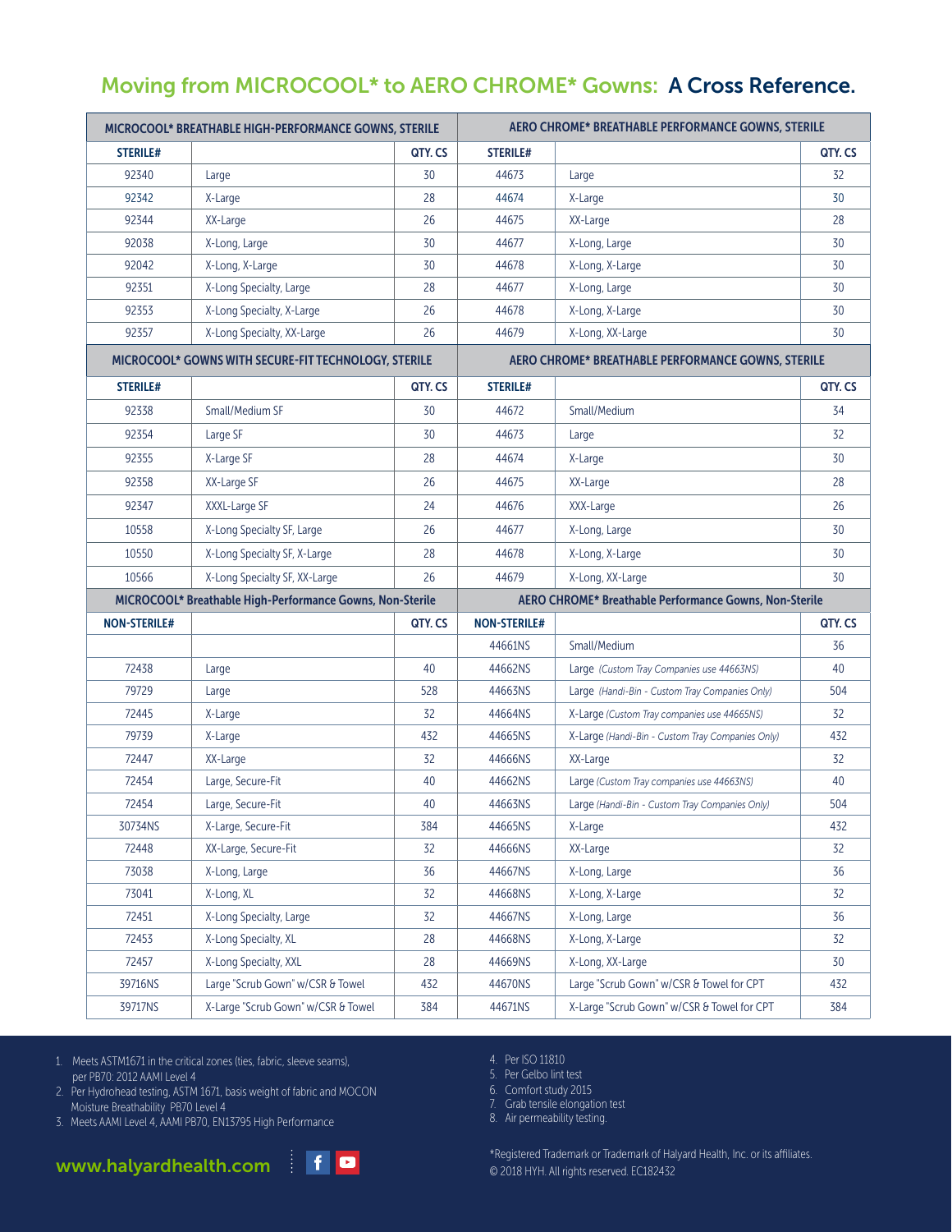# Moving from MICROCOOL* to AERO CHROME* Gowns: A Cross Reference.

| MICROCOOL* BREATHABLE HIGH-PERFORMANCE GOWNS, STERILE | | | AERO CHROME* BREATHABLE PERFORMANCE GOWNS, STERILE | | |
|---|---|---|---|---|---|
| **STERILE#** | | **QTY. CS** | **STERILE#** | | **QTY. CS** |
| 92340 | Large | 30 | 44673 | Large | 32 |
| 92342 | X-Large | 28 | 44674 | X-Large | 30 |
| 92344 | XX-Large | 26 | 44675 | XX-Large | 28 |
| 92038 | X-Long, Large | 30 | 44677 | X-Long, Large | 30 |
| 92042 | X-Long, X-Large | 30 | 44678 | X-Long, X-Large | 30 |
| 92351 | X-Long Specialty, Large | 28 | 44677 | X-Long, Large | 30 |
| 92353 | X-Long Specialty, X-Large | 26 | 44678 | X-Long, X-Large | 30 |
| 92357 | X-Long Specialty, XX-Large | 26 | 44679 | X-Long, XX-Large | 30 |
| **MICROCOOL* GOWNS WITH SECURE-FIT TECHNOLOGY, STERILE** | | | **AERO CHROME* BREATHABLE PERFORMANCE GOWNS, STERILE** | | |
| **STERILE#** | | **QTY. CS** | **STERILE#** | | **QTY. CS** |
| 92338 | Small/Medium SF | 30 | 44672 | Small/Medium | 34 |
| 92354 | Large SF | 30 | 44673 | Large | 32 |
| 92355 | X-Large SF | 28 | 44674 | X-Large | 30 |
| 92358 | XX-Large SF | 26 | 44675 | XX-Large | 28 |
| 92347 | XXXL-Large SF | 24 | 44676 | XXX-Large | 26 |
| 10558 | X-Long Specialty SF, Large | 26 | 44677 | X-Long, Large | 30 |
| 10550 | X-Long Specialty SF, X-Large | 28 | 44678 | X-Long, X-Large | 30 |
| 10566 | X-Long Specialty SF, XX-Large | 26 | 44679 | X-Long, XX-Large | 30 |
| **MICROCOOL* Breathable High-Performance Gowns, Non-Sterile** | | | **AERO CHROME* Breathable Performance Gowns, Non-Sterile** | | |
| **NON-STERILE#** | | **QTY. CS** | **NON-STERILE#** | | **QTY. CS** |
| | | | 44661NS | Small/Medium | 36 |
| 72438 | Large | 40 | 44662NS | Large *(Custom Tray Companies use 44663NS)* | 40 |
| 79729 | Large | 528 | 44663NS | Large *(Handi-Bin - Custom Tray Companies Only)* | 504 |
| 72445 | X-Large | 32 | 44664NS | X-Large *(Custom Tray companies use 44665NS)* | 32 |
| 79739 | X-Large | 432 | 44665NS | X-Large *(Handi-Bin - Custom Tray Companies Only)* | 432 |
| 72447 | XX-Large | 32 | 44666NS | XX-Large | 32 |
| 72454 | Large, Secure-Fit | 40 | 44662NS | Large *(Custom Tray companies use 44663NS)* | 40 |
| 72454 | Large, Secure-Fit | 40 | 44663NS | Large *(Handi-Bin - Custom Tray Companies Only)* | 504 |
| 30734NS | X-Large, Secure-Fit | 384 | 44665NS | X-Large | 432 |
| 72448 | XX-Large, Secure-Fit | 32 | 44666NS | XX-Large | 32 |
| 73038 | X-Long, Large | 36 | 44667NS | X-Long, Large | 36 |
| 73041 | X-Long, XL | 32 | 44668NS | X-Long, X-Large | 32 |
| 72451 | X-Long Specialty, Large | 32 | 44667NS | X-Long, Large | 36 |
| 72453 | X-Long Specialty, XL | 28 | 44668NS | X-Long, X-Large | 32 |
| 72457 | X-Long Specialty, XXL | 28 | 44669NS | X-Long, XX-Large | 30 |
| 39716NS | Large "Scrub Gown" w/CSR & Towel | 432 | 44670NS | Large "Scrub Gown" w/CSR & Towel for CPT | 432 |
| 39717NS | X-Large "Scrub Gown" w/CSR & Towel | 384 | 44671NS | X-Large "Scrub Gown" w/CSR & Towel for CPT | 384 |

1. Meets ASTM1671 in the critical zones (ties, fabric, sleeve seams), per PB70: 2012 AAMI Level 4
2. Per Hydrohead testing, ASTM 1671, basis weight of fabric and MOCON Moisture Breathability PB70 Level 4
3. Meets AAMI Level 4, AAMI PB70, EN13795 High Performance
4. Per ISO 11810
5. Per Gelbo lint test
6. Comfort study 2015
7. Grab tensile elongation test
8. Air permeability testing.

www.halyardhealth.com

*Registered Trademark or Trademark of Halyard Health, Inc. or its affiliates.
© 2018 HYH. All rights reserved. EC182432